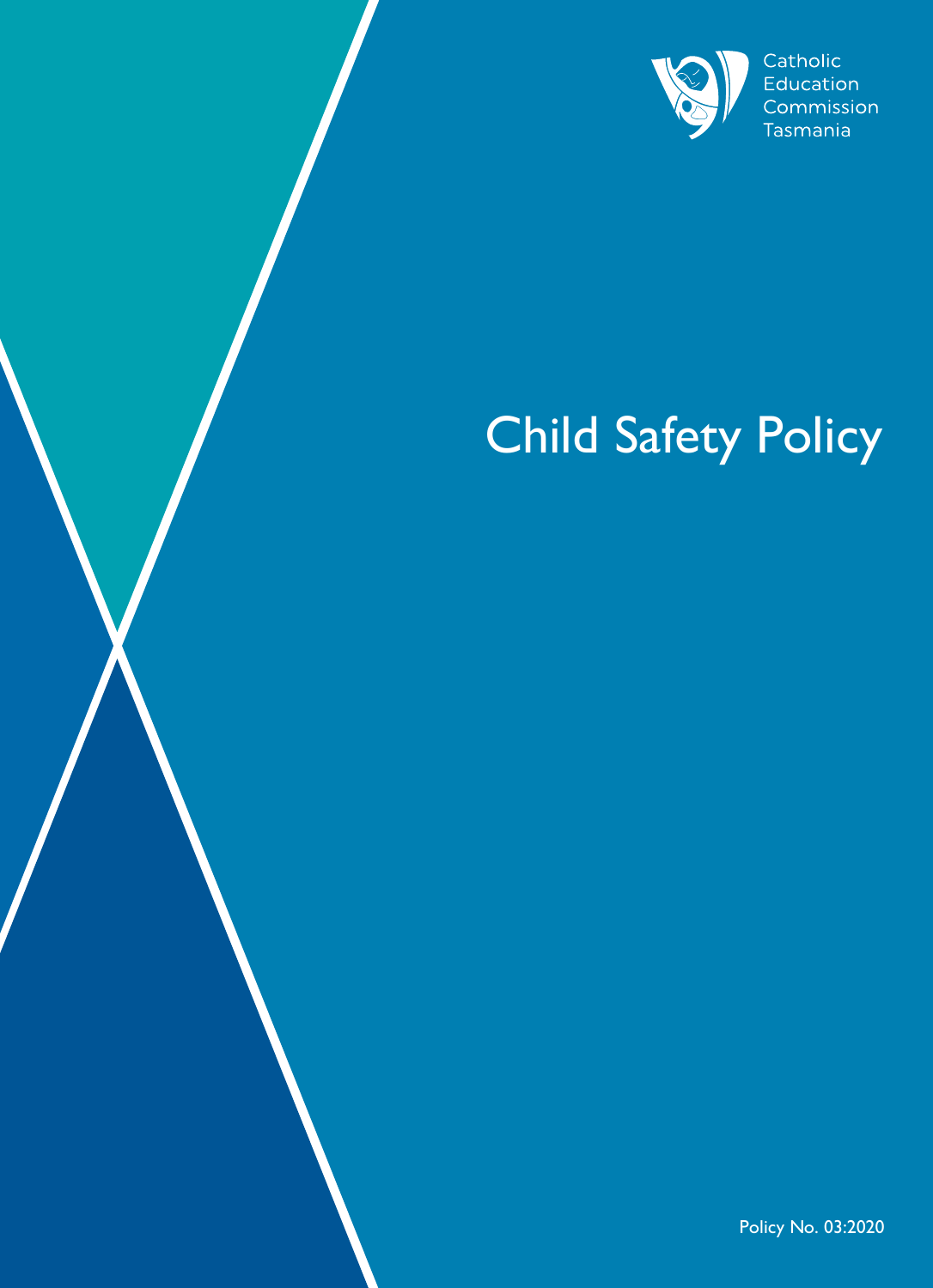Catholic Education Commission Tasmania

# Child Safety Policy

Policy No. 03:2020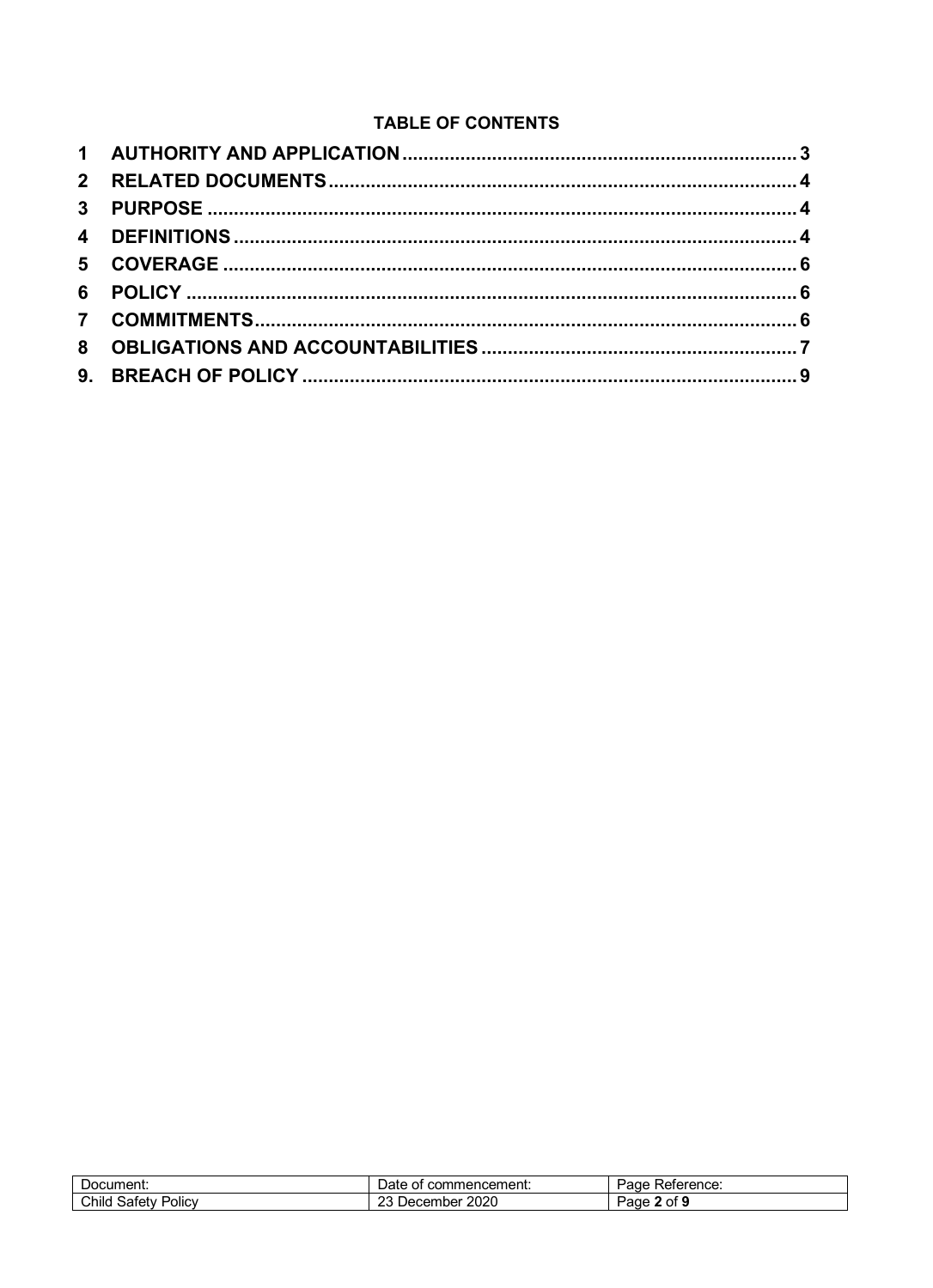**TABLE OF CONTENTS**

| | | |
|---|---|---|
| 1 | AUTHORITY AND APPLICATION | 3 |
| 2 | RELATED DOCUMENTS | 4 |
| 3 | PURPOSE | 4 |
| 4 | DEFINITIONS | 4 |
| 5 | COVERAGE | 6 |
| 6 | POLICY | 6 |
| 7 | COMMITMENTS | 6 |
| 8 | OBLIGATIONS AND ACCOUNTABILITIES | 7 |
| 9. | BREACH OF POLICY | 9 |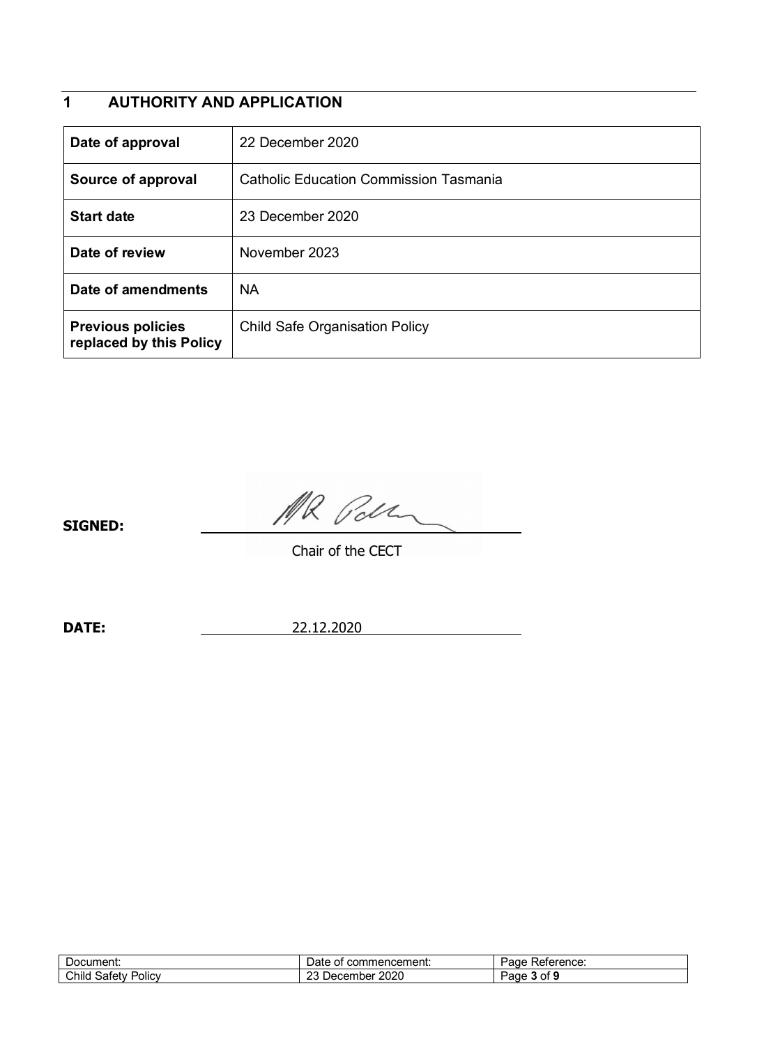# 1 AUTHORITY AND APPLICATION

| | |
|---|---|
| **Date of approval** | 22 December 2020 |
| **Source of approval** | Catholic Education Commission Tasmania |
| **Start date** | 23 December 2020 |
| **Date of review** | November 2023 |
| **Date of amendments** | NA |
| **Previous policies replaced by this Policy** | Child Safe Organisation Policy |

**SIGNED:** ______________________

Chair of the CECT

**DATE:** 22.12.2020

| Document: | Date of commencement: | Page Reference: |
|---|---|---|
| Child Safety Policy | 23 December 2020 | Page **3** of **9** |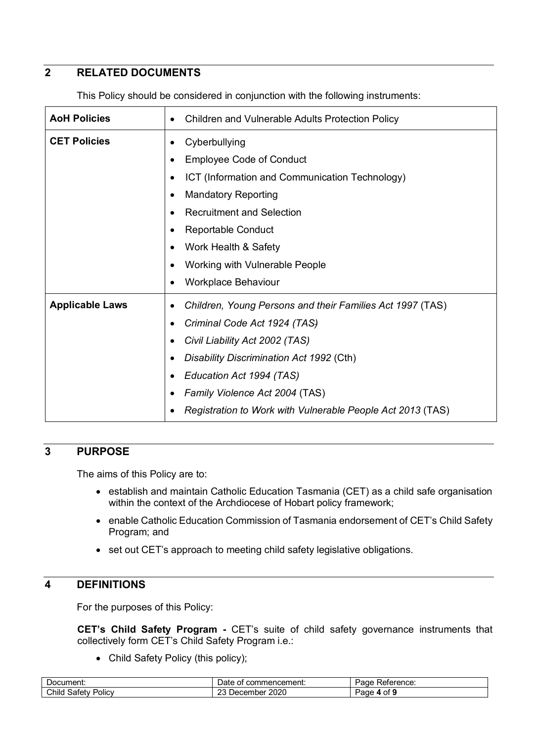## 2 RELATED DOCUMENTS

This Policy should be considered in conjunction with the following instruments:

| | |
|---|---|
| **AoH Policies** | • Children and Vulnerable Adults Protection Policy |
| **CET Policies** | • Cyberbullying<br>• Employee Code of Conduct<br>• ICT (Information and Communication Technology)<br>• Mandatory Reporting<br>• Recruitment and Selection<br>• Reportable Conduct<br>• Work Health & Safety<br>• Working with Vulnerable People<br>• Workplace Behaviour |
| **Applicable Laws** | • *Children, Young Persons and their Families Act 1997* (TAS)<br>• *Criminal Code Act 1924 (TAS)*<br>• *Civil Liability Act 2002 (TAS)*<br>• *Disability Discrimination Act 1992* (Cth)<br>• *Education Act 1994 (TAS)*<br>• *Family Violence Act 2004* (TAS)<br>• *Registration to Work with Vulnerable People Act 2013* (TAS) |

## 3 PURPOSE

The aims of this Policy are to:

- establish and maintain Catholic Education Tasmania (CET) as a child safe organisation within the context of the Archdiocese of Hobart policy framework;
- enable Catholic Education Commission of Tasmania endorsement of CET's Child Safety Program; and
- set out CET's approach to meeting child safety legislative obligations.

## 4 DEFINITIONS

For the purposes of this Policy:

**CET's Child Safety Program -** CET's suite of child safety governance instruments that collectively form CET's Child Safety Program i.e.:

- Child Safety Policy (this policy);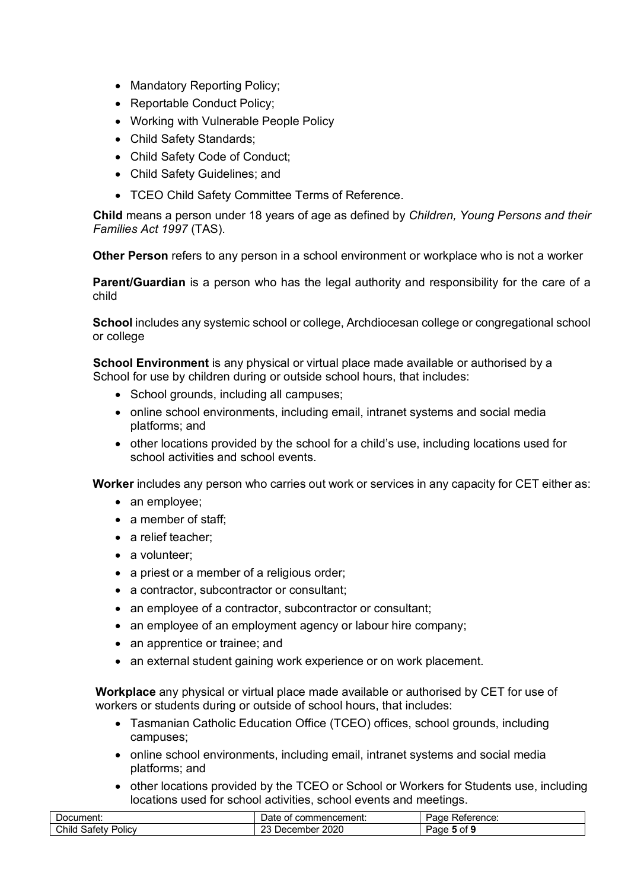- Mandatory Reporting Policy;
- Reportable Conduct Policy;
- Working with Vulnerable People Policy
- Child Safety Standards;
- Child Safety Code of Conduct;
- Child Safety Guidelines; and
- TCEO Child Safety Committee Terms of Reference.

**Child** means a person under 18 years of age as defined by *Children, Young Persons and their Families Act 1997* (TAS).

**Other Person** refers to any person in a school environment or workplace who is not a worker

**Parent/Guardian** is a person who has the legal authority and responsibility for the care of a child

**School** includes any systemic school or college, Archdiocesan college or congregational school or college

**School Environment** is any physical or virtual place made available or authorised by a School for use by children during or outside school hours, that includes:

- School grounds, including all campuses;
- online school environments, including email, intranet systems and social media platforms; and
- other locations provided by the school for a child's use, including locations used for school activities and school events.

**Worker** includes any person who carries out work or services in any capacity for CET either as:

- an employee;
- a member of staff;
- a relief teacher;
- a volunteer;
- a priest or a member of a religious order;
- a contractor, subcontractor or consultant;
- an employee of a contractor, subcontractor or consultant;
- an employee of an employment agency or labour hire company;
- an apprentice or trainee; and
- an external student gaining work experience or on work placement.

**Workplace** any physical or virtual place made available or authorised by CET for use of workers or students during or outside of school hours, that includes:

- Tasmanian Catholic Education Office (TCEO) offices, school grounds, including campuses;
- online school environments, including email, intranet systems and social media platforms; and
- other locations provided by the TCEO or School or Workers for Students use, including locations used for school activities, school events and meetings.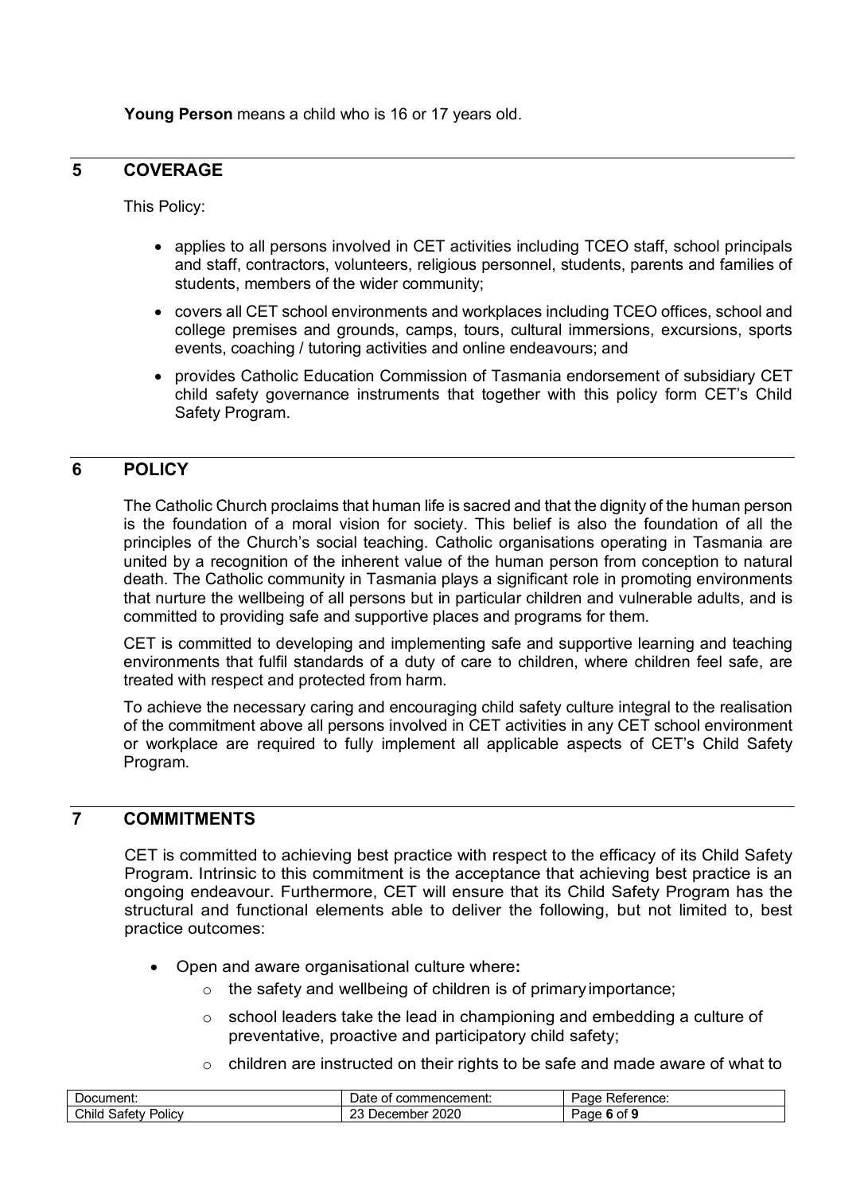**Young Person** means a child who is 16 or 17 years old.

## 5 COVERAGE

This Policy:

- applies to all persons involved in CET activities including TCEO staff, school principals and staff, contractors, volunteers, religious personnel, students, parents and families of students, members of the wider community;
- covers all CET school environments and workplaces including TCEO offices, school and college premises and grounds, camps, tours, cultural immersions, excursions, sports events, coaching / tutoring activities and online endeavours; and
- provides Catholic Education Commission of Tasmania endorsement of subsidiary CET child safety governance instruments that together with this policy form CET's Child Safety Program.

## 6 POLICY

The Catholic Church proclaims that human life is sacred and that the dignity of the human person is the foundation of a moral vision for society. This belief is also the foundation of all the principles of the Church's social teaching. Catholic organisations operating in Tasmania are united by a recognition of the inherent value of the human person from conception to natural death. The Catholic community in Tasmania plays a significant role in promoting environments that nurture the wellbeing of all persons but in particular children and vulnerable adults, and is committed to providing safe and supportive places and programs for them.

CET is committed to developing and implementing safe and supportive learning and teaching environments that fulfil standards of a duty of care to children, where children feel safe, are treated with respect and protected from harm.

To achieve the necessary caring and encouraging child safety culture integral to the realisation of the commitment above all persons involved in CET activities in any CET school environment or workplace are required to fully implement all applicable aspects of CET's Child Safety Program.

## 7 COMMITMENTS

CET is committed to achieving best practice with respect to the efficacy of its Child Safety Program. Intrinsic to this commitment is the acceptance that achieving best practice is an ongoing endeavour. Furthermore, CET will ensure that its Child Safety Program has the structural and functional elements able to deliver the following, but not limited to, best practice outcomes:

- Open and aware organisational culture where**:**
  - the safety and wellbeing of children is of primary importance;
  - school leaders take the lead in championing and embedding a culture of preventative, proactive and participatory child safety;
  - children are instructed on their rights to be safe and made aware of what to

| Document: | Date of commencement: | Page Reference: |
| --- | --- | --- |
| Child Safety Policy | 23 December 2020 | Page **6** of **9** |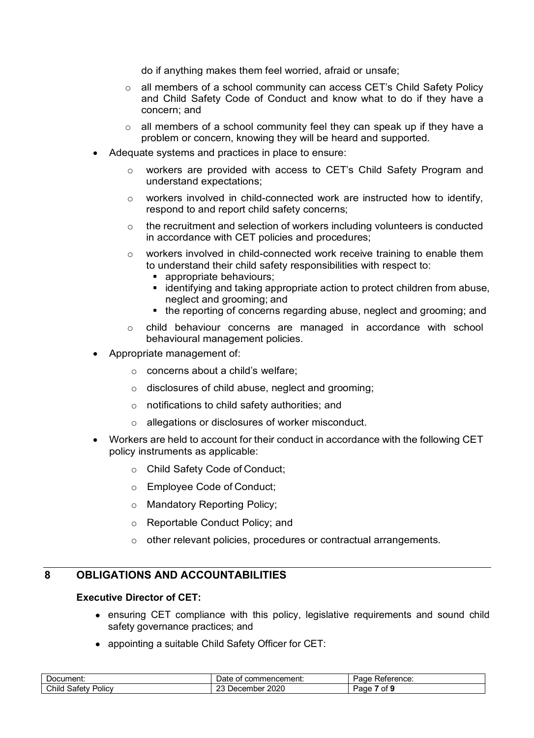- do if anything makes them feel worried, afraid or unsafe;
  - all members of a school community can access CET's Child Safety Policy and Child Safety Code of Conduct and know what to do if they have a concern; and
  - all members of a school community feel they can speak up if they have a problem or concern, knowing they will be heard and supported.
- Adequate systems and practices in place to ensure:
  - workers are provided with access to CET's Child Safety Program and understand expectations;
  - workers involved in child-connected work are instructed how to identify, respond to and report child safety concerns;
  - the recruitment and selection of workers including volunteers is conducted in accordance with CET policies and procedures;
  - workers involved in child-connected work receive training to enable them to understand their child safety responsibilities with respect to:
    - appropriate behaviours;
    - identifying and taking appropriate action to protect children from abuse, neglect and grooming; and
    - the reporting of concerns regarding abuse, neglect and grooming; and
  - child behaviour concerns are managed in accordance with school behavioural management policies.
- Appropriate management of:
  - concerns about a child's welfare;
  - disclosures of child abuse, neglect and grooming;
  - notifications to child safety authorities; and
  - allegations or disclosures of worker misconduct.
- Workers are held to account for their conduct in accordance with the following CET policy instruments as applicable:
  - Child Safety Code of Conduct;
  - Employee Code of Conduct;
  - Mandatory Reporting Policy;
  - Reportable Conduct Policy; and
  - other relevant policies, procedures or contractual arrangements.

## 8 OBLIGATIONS AND ACCOUNTABILITIES

**Executive Director of CET:**

- ensuring CET compliance with this policy, legislative requirements and sound child safety governance practices; and
- appointing a suitable Child Safety Officer for CET: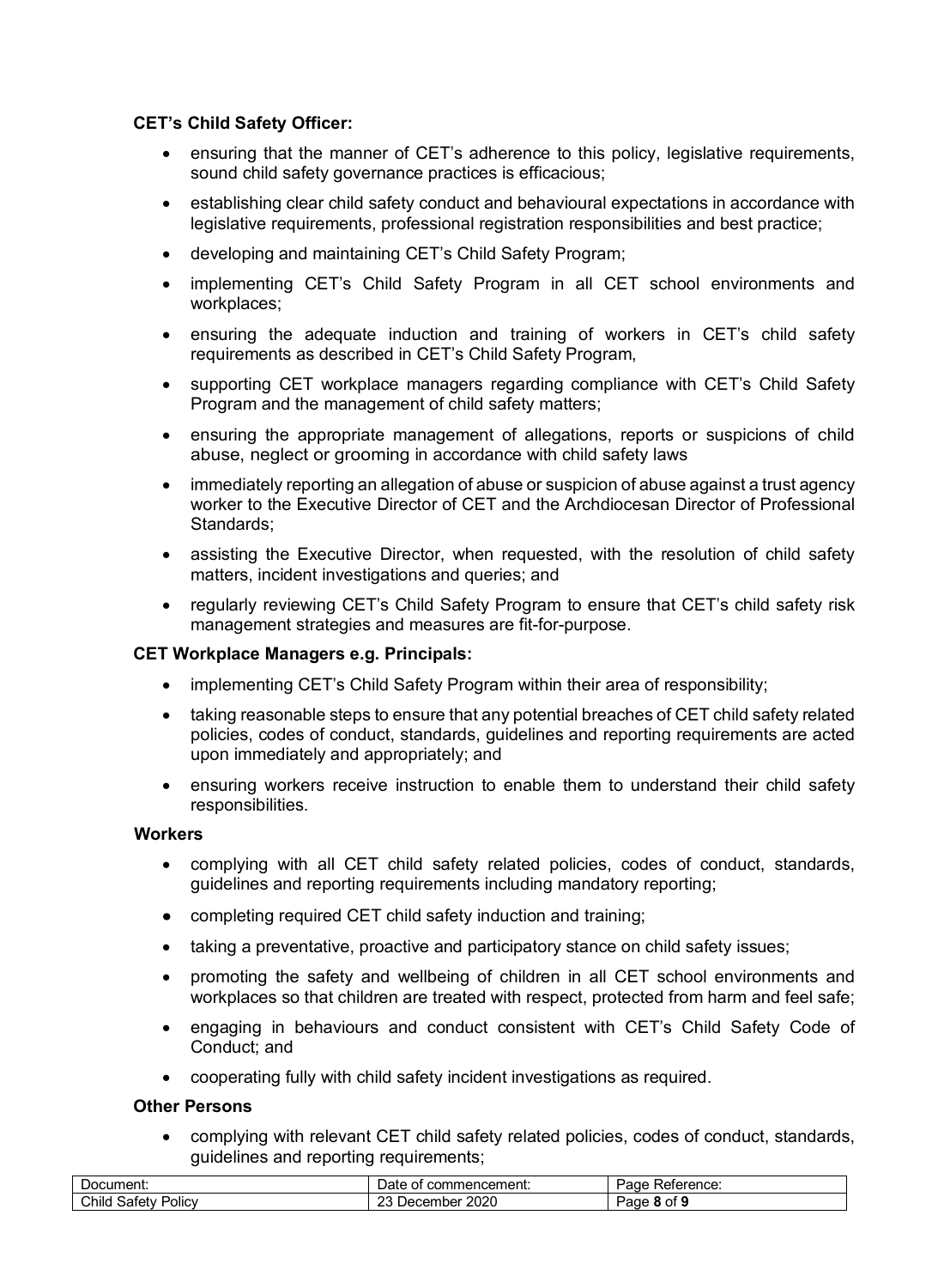**CET's Child Safety Officer:**

- ensuring that the manner of CET's adherence to this policy, legislative requirements, sound child safety governance practices is efficacious;
- establishing clear child safety conduct and behavioural expectations in accordance with legislative requirements, professional registration responsibilities and best practice;
- developing and maintaining CET's Child Safety Program;
- implementing CET's Child Safety Program in all CET school environments and workplaces;
- ensuring the adequate induction and training of workers in CET's child safety requirements as described in CET's Child Safety Program,
- supporting CET workplace managers regarding compliance with CET's Child Safety Program and the management of child safety matters;
- ensuring the appropriate management of allegations, reports or suspicions of child abuse, neglect or grooming in accordance with child safety laws
- immediately reporting an allegation of abuse or suspicion of abuse against a trust agency worker to the Executive Director of CET and the Archdiocesan Director of Professional Standards;
- assisting the Executive Director, when requested, with the resolution of child safety matters, incident investigations and queries; and
- regularly reviewing CET's Child Safety Program to ensure that CET's child safety risk management strategies and measures are fit-for-purpose.

**CET Workplace Managers e.g. Principals:**

- implementing CET's Child Safety Program within their area of responsibility;
- taking reasonable steps to ensure that any potential breaches of CET child safety related policies, codes of conduct, standards, guidelines and reporting requirements are acted upon immediately and appropriately; and
- ensuring workers receive instruction to enable them to understand their child safety responsibilities.

**Workers**

- complying with all CET child safety related policies, codes of conduct, standards, guidelines and reporting requirements including mandatory reporting;
- completing required CET child safety induction and training;
- taking a preventative, proactive and participatory stance on child safety issues;
- promoting the safety and wellbeing of children in all CET school environments and workplaces so that children are treated with respect, protected from harm and feel safe;
- engaging in behaviours and conduct consistent with CET's Child Safety Code of Conduct; and
- cooperating fully with child safety incident investigations as required.

**Other Persons**

- complying with relevant CET child safety related policies, codes of conduct, standards, guidelines and reporting requirements;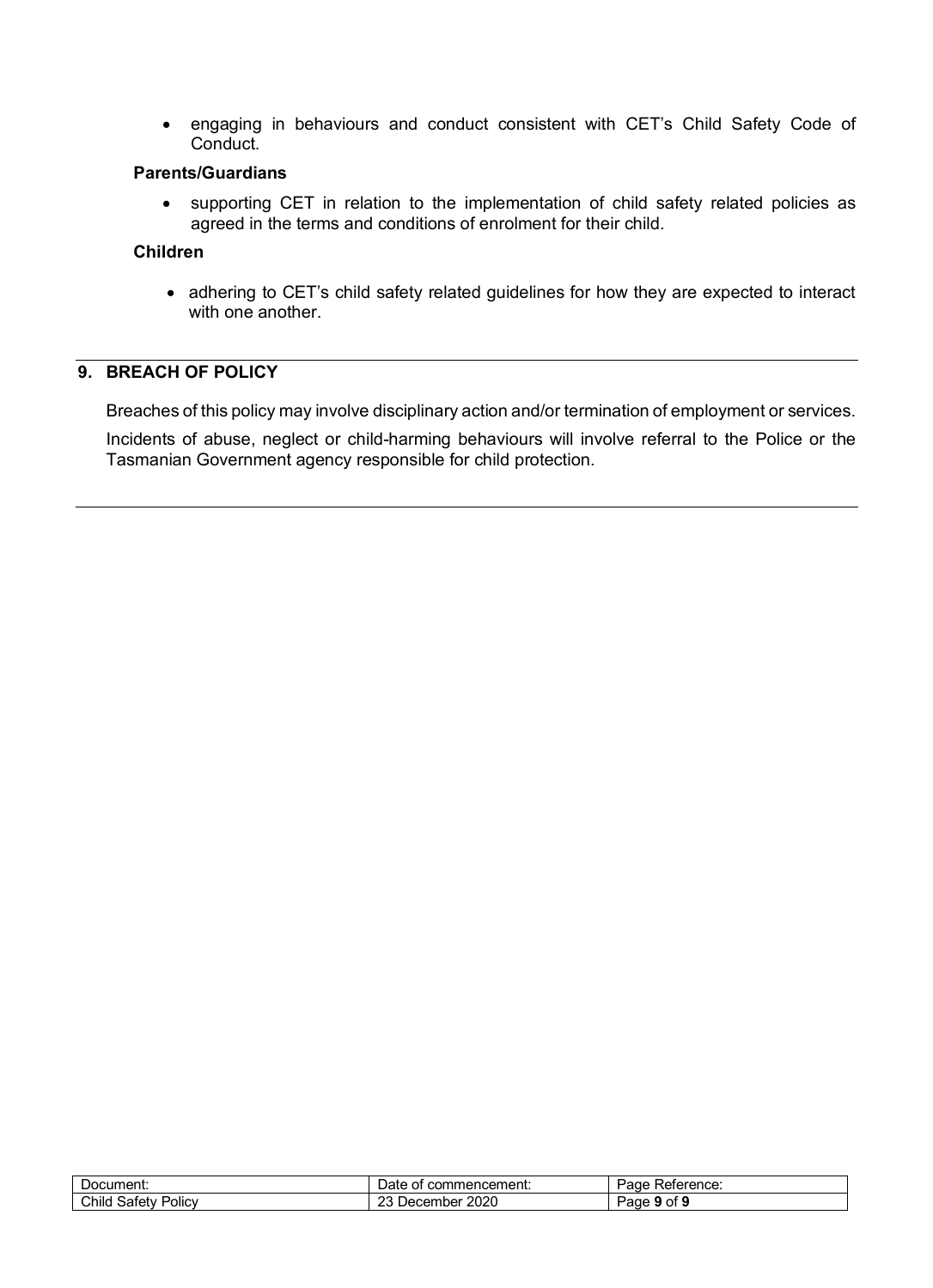- engaging in behaviours and conduct consistent with CET's Child Safety Code of Conduct.

**Parents/Guardians**

- supporting CET in relation to the implementation of child safety related policies as agreed in the terms and conditions of enrolment for their child.

**Children**

- adhering to CET's child safety related guidelines for how they are expected to interact with one another.

## 9. BREACH OF POLICY

Breaches of this policy may involve disciplinary action and/or termination of employment or services.

Incidents of abuse, neglect or child-harming behaviours will involve referral to the Police or the Tasmanian Government agency responsible for child protection.